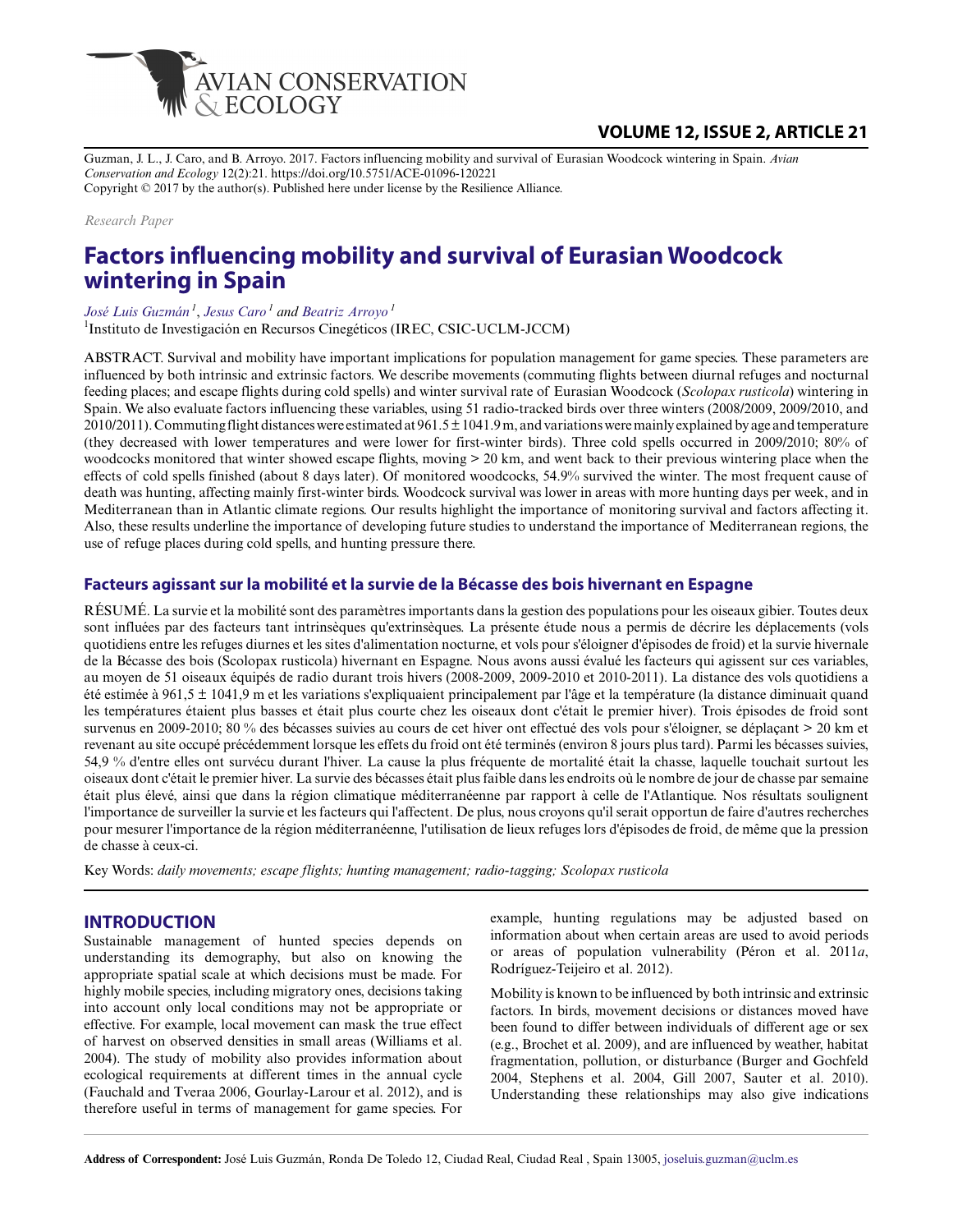Guzman, J. L., J. Caro, and B. Arroyo. 2017. Factors influencing mobility and survival of Eurasian Woodcock wintering in Spain. *Avian Conservation and Ecology* 12(2):21. https://doi.org/10.5751/ACE-01096-120221
Copyright © 2017 by the author(s). Published here under license by the Resilience Alliance.

*Research Paper*

# Factors influencing mobility and survival of Eurasian Woodcock wintering in Spain

*José Luis Guzmán* [1], *Jesus Caro* [1] *and Beatriz Arroyo* [1]

[1]Instituto de Investigación en Recursos Cinegéticos (IREC, CSIC-UCLM-JCCM)

ABSTRACT. Survival and mobility have important implications for population management for game species. These parameters are influenced by both intrinsic and extrinsic factors. We describe movements (commuting flights between diurnal refuges and nocturnal feeding places; and escape flights during cold spells) and winter survival rate of Eurasian Woodcock (*Scolopax rusticola*) wintering in Spain. We also evaluate factors influencing these variables, using 51 radio-tracked birds over three winters (2008/2009, 2009/2010, and 2010/2011). Commuting flight distances were estimated at 961.5 ± 1041.9 m, and variations were mainly explained by age and temperature (they decreased with lower temperatures and were lower for first-winter birds). Three cold spells occurred in 2009/2010; 80% of woodcocks monitored that winter showed escape flights, moving > 20 km, and went back to their previous wintering place when the effects of cold spells finished (about 8 days later). Of monitored woodcocks, 54.9% survived the winter. The most frequent cause of death was hunting, affecting mainly first-winter birds. Woodcock survival was lower in areas with more hunting days per week, and in Mediterranean than in Atlantic climate regions. Our results highlight the importance of monitoring survival and factors affecting it. Also, these results underline the importance of developing future studies to understand the importance of Mediterranean regions, the use of refuge places during cold spells, and hunting pressure there.

## Facteurs agissant sur la mobilité et la survie de la Bécasse des bois hivernant en Espagne

RÉSUMÉ. La survie et la mobilité sont des paramètres importants dans la gestion des populations pour les oiseaux gibier. Toutes deux sont influées par des facteurs tant intrinsèques qu'extrinsèques. La présente étude nous a permis de décrire les déplacements (vols quotidiens entre les refuges diurnes et les sites d'alimentation nocturne, et vols pour s'éloigner d'épisodes de froid) et la survie hivernale de la Bécasse des bois (Scolopax rusticola) hivernant en Espagne. Nous avons aussi évalué les facteurs qui agissent sur ces variables, au moyen de 51 oiseaux équipés de radio durant trois hivers (2008-2009, 2009-2010 et 2010-2011). La distance des vols quotidiens a été estimée à 961,5 ± 1041,9 m et les variations s'expliquaient principalement par l'âge et la température (la distance diminuait quand les températures étaient plus basses et était plus courte chez les oiseaux dont c'était le premier hiver). Trois épisodes de froid sont survenus en 2009-2010; 80 % des bécasses suivies au cours de cet hiver ont effectué des vols pour s'éloigner, se déplaçant > 20 km et revenant au site occupé précédemment lorsque les effets du froid ont été terminés (environ 8 jours plus tard). Parmi les bécasses suivies, 54,9 % d'entre elles ont survécu durant l'hiver. La cause la plus fréquente de mortalité était la chasse, laquelle touchait surtout les oiseaux dont c'était le premier hiver. La survie des bécasses était plus faible dans les endroits où le nombre de jour de chasse par semaine était plus élevé, ainsi que dans la région climatique méditerranéenne par rapport à celle de l'Atlantique. Nos résultats soulignent l'importance de surveiller la survie et les facteurs qui l'affectent. De plus, nous croyons qu'il serait opportun de faire d'autres recherches pour mesurer l'importance de la région méditerranéenne, l'utilisation de lieux refuges lors d'épisodes de froid, de même que la pression de chasse à ceux-ci.

Key Words: *daily movements; escape flights; hunting management; radio-tagging; Scolopax rusticola*

## INTRODUCTION

Sustainable management of hunted species depends on understanding its demography, but also on knowing the appropriate spatial scale at which decisions must be made. For highly mobile species, including migratory ones, decisions taking into account only local conditions may not be appropriate or effective. For example, local movement can mask the true effect of harvest on observed densities in small areas (Williams et al. 2004). The study of mobility also provides information about ecological requirements at different times in the annual cycle (Fauchald and Tveraa 2006, Gourlay-Larour et al. 2012), and is therefore useful in terms of management for game species. For example, hunting regulations may be adjusted based on information about when certain areas are used to avoid periods or areas of population vulnerability (Péron et al. 2011*a*, Rodríguez-Teijeiro et al. 2012).

Mobility is known to be influenced by both intrinsic and extrinsic factors. In birds, movement decisions or distances moved have been found to differ between individuals of different age or sex (e.g., Brochet et al. 2009), and are influenced by weather, habitat fragmentation, pollution, or disturbance (Burger and Gochfeld 2004, Stephens et al. 2004, Gill 2007, Sauter et al. 2010). Understanding these relationships may also give indications

Address of Correspondent: José Luis Guzmán, Ronda De Toledo 12, Ciudad Real, Ciudad Real , Spain 13005, joseluis.guzman@uclm.es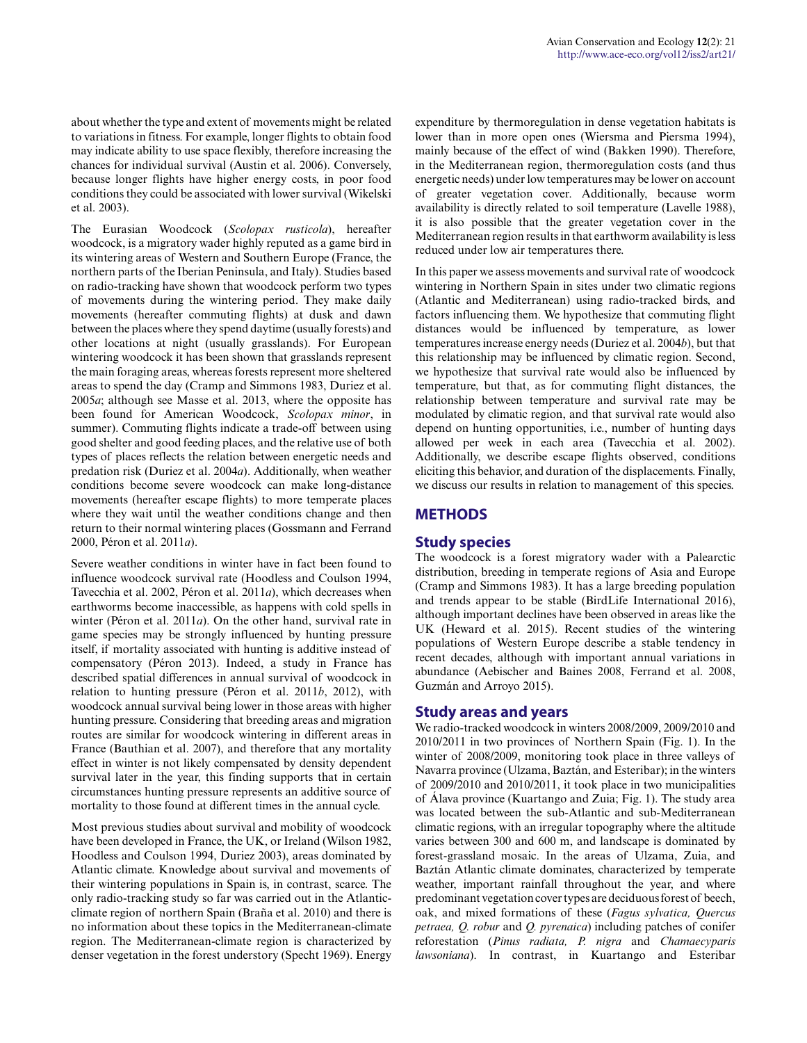about whether the type and extent of movements might be related to variations in fitness. For example, longer flights to obtain food may indicate ability to use space flexibly, therefore increasing the chances for individual survival (Austin et al. 2006). Conversely, because longer flights have higher energy costs, in poor food conditions they could be associated with lower survival (Wikelski et al. 2003).

The Eurasian Woodcock (*Scolopax rusticola*), hereafter woodcock, is a migratory wader highly reputed as a game bird in its wintering areas of Western and Southern Europe (France, the northern parts of the Iberian Peninsula, and Italy). Studies based on radio-tracking have shown that woodcock perform two types of movements during the wintering period. They make daily movements (hereafter commuting flights) at dusk and dawn between the places where they spend daytime (usually forests) and other locations at night (usually grasslands). For European wintering woodcock it has been shown that grasslands represent the main foraging areas, whereas forests represent more sheltered areas to spend the day (Cramp and Simmons 1983, Duriez et al. 2005*a*; although see Masse et al. 2013, where the opposite has been found for American Woodcock, *Scolopax minor*, in summer). Commuting flights indicate a trade-off between using good shelter and good feeding places, and the relative use of both types of places reflects the relation between energetic needs and predation risk (Duriez et al. 2004*a*). Additionally, when weather conditions become severe woodcock can make long-distance movements (hereafter escape flights) to more temperate places where they wait until the weather conditions change and then return to their normal wintering places (Gossmann and Ferrand 2000, Péron et al. 2011*a*).

Severe weather conditions in winter have in fact been found to influence woodcock survival rate (Hoodless and Coulson 1994, Tavecchia et al. 2002, Péron et al. 2011*a*), which decreases when earthworms become inaccessible, as happens with cold spells in winter (Péron et al. 2011*a*). On the other hand, survival rate in game species may be strongly influenced by hunting pressure itself, if mortality associated with hunting is additive instead of compensatory (Péron 2013). Indeed, a study in France has described spatial differences in annual survival of woodcock in relation to hunting pressure (Péron et al. 2011*b*, 2012), with woodcock annual survival being lower in those areas with higher hunting pressure. Considering that breeding areas and migration routes are similar for woodcock wintering in different areas in France (Bauthian et al. 2007), and therefore that any mortality effect in winter is not likely compensated by density dependent survival later in the year, this finding supports that in certain circumstances hunting pressure represents an additive source of mortality to those found at different times in the annual cycle.

Most previous studies about survival and mobility of woodcock have been developed in France, the UK, or Ireland (Wilson 1982, Hoodless and Coulson 1994, Duriez 2003), areas dominated by Atlantic climate. Knowledge about survival and movements of their wintering populations in Spain is, in contrast, scarce. The only radio-tracking study so far was carried out in the Atlantic-climate region of northern Spain (Braña et al. 2010) and there is no information about these topics in the Mediterranean-climate region. The Mediterranean-climate region is characterized by denser vegetation in the forest understory (Specht 1969). Energy expenditure by thermoregulation in dense vegetation habitats is lower than in more open ones (Wiersma and Piersma 1994), mainly because of the effect of wind (Bakken 1990). Therefore, in the Mediterranean region, thermoregulation costs (and thus energetic needs) under low temperatures may be lower on account of greater vegetation cover. Additionally, because worm availability is directly related to soil temperature (Lavelle 1988), it is also possible that the greater vegetation cover in the Mediterranean region results in that earthworm availability is less reduced under low air temperatures there.

In this paper we assess movements and survival rate of woodcock wintering in Northern Spain in sites under two climatic regions (Atlantic and Mediterranean) using radio-tracked birds, and factors influencing them. We hypothesize that commuting flight distances would be influenced by temperature, as lower temperatures increase energy needs (Duriez et al. 2004*b*), but that this relationship may be influenced by climatic region. Second, we hypothesize that survival rate would also be influenced by temperature, but that, as for commuting flight distances, the relationship between temperature and survival rate may be modulated by climatic region, and that survival rate would also depend on hunting opportunities, i.e., number of hunting days allowed per week in each area (Tavecchia et al. 2002). Additionally, we describe escape flights observed, conditions eliciting this behavior, and duration of the displacements. Finally, we discuss our results in relation to management of this species.

## METHODS

### Study species

The woodcock is a forest migratory wader with a Palearctic distribution, breeding in temperate regions of Asia and Europe (Cramp and Simmons 1983). It has a large breeding population and trends appear to be stable (BirdLife International 2016), although important declines have been observed in areas like the UK (Heward et al. 2015). Recent studies of the wintering populations of Western Europe describe a stable tendency in recent decades, although with important annual variations in abundance (Aebischer and Baines 2008, Ferrand et al. 2008, Guzmán and Arroyo 2015).

### Study areas and years

We radio-tracked woodcock in winters 2008/2009, 2009/2010 and 2010/2011 in two provinces of Northern Spain (Fig. 1). In the winter of 2008/2009, monitoring took place in three valleys of Navarra province (Ulzama, Baztán, and Esteribar); in the winters of 2009/2010 and 2010/2011, it took place in two municipalities of Álava province (Kuartango and Zuia; Fig. 1). The study area was located between the sub-Atlantic and sub-Mediterranean climatic regions, with an irregular topography where the altitude varies between 300 and 600 m, and landscape is dominated by forest-grassland mosaic. In the areas of Ulzama, Zuia, and Baztán Atlantic climate dominates, characterized by temperate weather, important rainfall throughout the year, and where predominant vegetation cover types are deciduous forest of beech, oak, and mixed formations of these (*Fagus sylvatica, Quercus petraea, Q. robur* and *Q. pyrenaica*) including patches of conifer reforestation (*Pinus radiata, P. nigra* and *Chamaecyparis lawsoniana*). In contrast, in Kuartango and Esteribar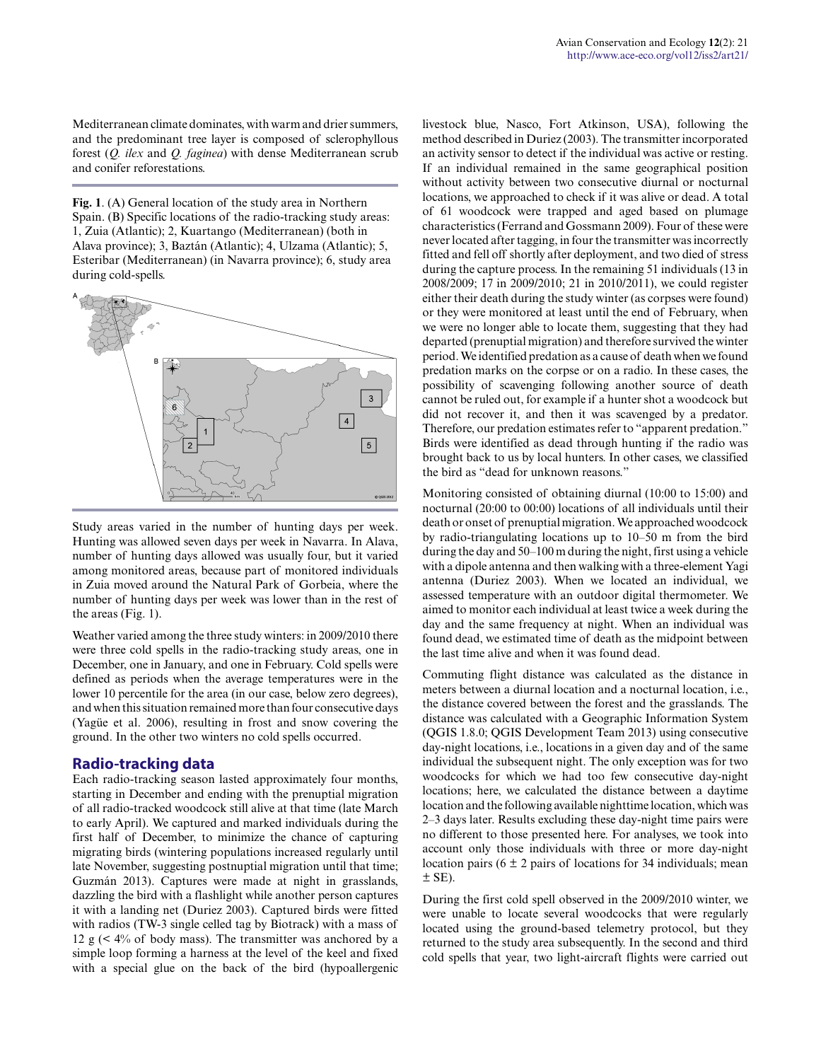Mediterranean climate dominates, with warm and drier summers, and the predominant tree layer is composed of sclerophyllous forest (*Q. ilex* and *Q. faginea*) with dense Mediterranean scrub and conifer reforestations.

**Fig. 1**. (A) General location of the study area in Northern Spain. (B) Specific locations of the radio-tracking study areas: 1, Zuia (Atlantic); 2, Kuartango (Mediterranean) (both in Alava province); 3, Baztán (Atlantic); 4, Ulzama (Atlantic); 5, Esteribar (Mediterranean) (in Navarra province); 6, study area during cold-spells.

A

B

1

2

3

4

5

6

Study areas varied in the number of hunting days per week. Hunting was allowed seven days per week in Navarra. In Alava, number of hunting days allowed was usually four, but it varied among monitored areas, because part of monitored individuals in Zuia moved around the Natural Park of Gorbeia, where the number of hunting days per week was lower than in the rest of the areas (Fig. 1).

Weather varied among the three study winters: in 2009/2010 there were three cold spells in the radio-tracking study areas, one in December, one in January, and one in February. Cold spells were defined as periods when the average temperatures were in the lower 10 percentile for the area (in our case, below zero degrees), and when this situation remained more than four consecutive days (Yagüe et al. 2006), resulting in frost and snow covering the ground. In the other two winters no cold spells occurred.

## Radio-tracking data

Each radio-tracking season lasted approximately four months, starting in December and ending with the prenuptial migration of all radio-tracked woodcock still alive at that time (late March to early April). We captured and marked individuals during the first half of December, to minimize the chance of capturing migrating birds (wintering populations increased regularly until late November, suggesting postnuptial migration until that time; Guzmán 2013). Captures were made at night in grasslands, dazzling the bird with a flashlight while another person captures it with a landing net (Duriez 2003). Captured birds were fitted with radios (TW-3 single celled tag by Biotrack) with a mass of 12 g (< 4% of body mass). The transmitter was anchored by a simple loop forming a harness at the level of the keel and fixed with a special glue on the back of the bird (hypoallergenic livestock blue, Nasco, Fort Atkinson, USA), following the method described in Duriez (2003). The transmitter incorporated an activity sensor to detect if the individual was active or resting. If an individual remained in the same geographical position without activity between two consecutive diurnal or nocturnal locations, we approached to check if it was alive or dead. A total of 61 woodcock were trapped and aged based on plumage characteristics (Ferrand and Gossmann 2009). Four of these were never located after tagging, in four the transmitter was incorrectly fitted and fell off shortly after deployment, and two died of stress during the capture process. In the remaining 51 individuals (13 in 2008/2009; 17 in 2009/2010; 21 in 2010/2011), we could register either their death during the study winter (as corpses were found) or they were monitored at least until the end of February, when we were no longer able to locate them, suggesting that they had departed (prenuptial migration) and therefore survived the winter period. We identified predation as a cause of death when we found predation marks on the corpse or on a radio. In these cases, the possibility of scavenging following another source of death cannot be ruled out, for example if a hunter shot a woodcock but did not recover it, and then it was scavenged by a predator. Therefore, our predation estimates refer to "apparent predation." Birds were identified as dead through hunting if the radio was brought back to us by local hunters. In other cases, we classified the bird as "dead for unknown reasons."

Monitoring consisted of obtaining diurnal (10:00 to 15:00) and nocturnal (20:00 to 00:00) locations of all individuals until their death or onset of prenuptial migration. We approached woodcock by radio-triangulating locations up to 10–50 m from the bird during the day and 50–100 m during the night, first using a vehicle with a dipole antenna and then walking with a three-element Yagi antenna (Duriez 2003). When we located an individual, we assessed temperature with an outdoor digital thermometer. We aimed to monitor each individual at least twice a week during the day and the same frequency at night. When an individual was found dead, we estimated time of death as the midpoint between the last time alive and when it was found dead.

Commuting flight distance was calculated as the distance in meters between a diurnal location and a nocturnal location, i.e., the distance covered between the forest and the grasslands. The distance was calculated with a Geographic Information System (QGIS 1.8.0; QGIS Development Team 2013) using consecutive day-night locations, i.e., locations in a given day and of the same individual the subsequent night. The only exception was for two woodcocks for which we had too few consecutive day-night locations; here, we calculated the distance between a daytime location and the following available nighttime location, which was 2–3 days later. Results excluding these day-night time pairs were no different to those presented here. For analyses, we took into account only those individuals with three or more day-night location pairs (6 ± 2 pairs of locations for 34 individuals; mean ± SE).

During the first cold spell observed in the 2009/2010 winter, we were unable to locate several woodcocks that were regularly located using the ground-based telemetry protocol, but they returned to the study area subsequently. In the second and third cold spells that year, two light-aircraft flights were carried out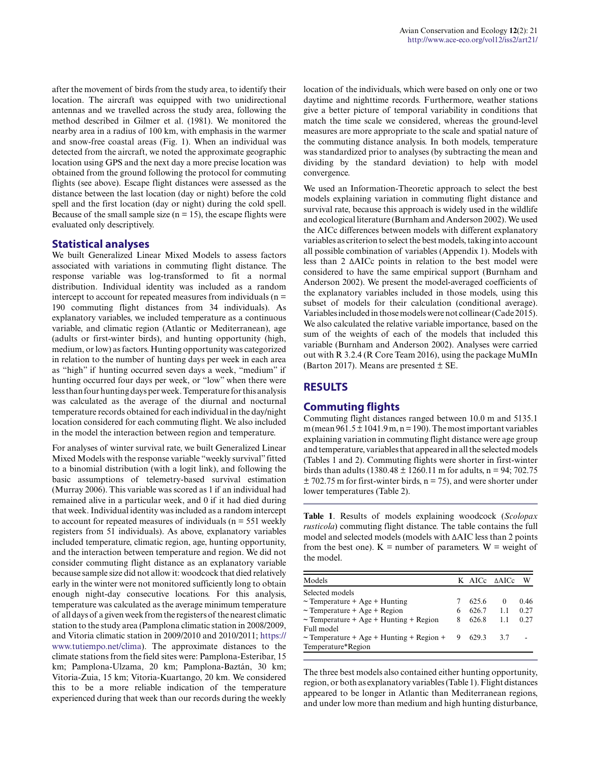after the movement of birds from the study area, to identify their location. The aircraft was equipped with two unidirectional antennas and we travelled across the study area, following the method described in Gilmer et al. (1981). We monitored the nearby area in a radius of 100 km, with emphasis in the warmer and snow-free coastal areas (Fig. 1). When an individual was detected from the aircraft, we noted the approximate geographic location using GPS and the next day a more precise location was obtained from the ground following the protocol for commuting flights (see above). Escape flight distances were assessed as the distance between the last location (day or night) before the cold spell and the first location (day or night) during the cold spell. Because of the small sample size (n = 15), the escape flights were evaluated only descriptively.

## Statistical analyses

We built Generalized Linear Mixed Models to assess factors associated with variations in commuting flight distance. The response variable was log-transformed to fit a normal distribution. Individual identity was included as a random intercept to account for repeated measures from individuals (n = 190 commuting flight distances from 34 individuals). As explanatory variables, we included temperature as a continuous variable, and climatic region (Atlantic or Mediterranean), age (adults or first-winter birds), and hunting opportunity (high, medium, or low) as factors. Hunting opportunity was categorized in relation to the number of hunting days per week in each area as "high" if hunting occurred seven days a week, "medium" if hunting occurred four days per week, or "low" when there were less than four hunting days per week. Temperature for this analysis was calculated as the average of the diurnal and nocturnal temperature records obtained for each individual in the day/night location considered for each commuting flight. We also included in the model the interaction between region and temperature.

For analyses of winter survival rate, we built Generalized Linear Mixed Models with the response variable "weekly survival" fitted to a binomial distribution (with a logit link), and following the basic assumptions of telemetry-based survival estimation (Murray 2006). This variable was scored as 1 if an individual had remained alive in a particular week, and 0 if it had died during that week. Individual identity was included as a random intercept to account for repeated measures of individuals (n = 551 weekly registers from 51 individuals). As above, explanatory variables included temperature, climatic region, age, hunting opportunity, and the interaction between temperature and region. We did not consider commuting flight distance as an explanatory variable because sample size did not allow it: woodcock that died relatively early in the winter were not monitored sufficiently long to obtain enough night-day consecutive locations. For this analysis, temperature was calculated as the average minimum temperature of all days of a given week from the registers of the nearest climatic station to the study area (Pamplona climatic station in 2008/2009, and Vitoria climatic station in 2009/2010 and 2010/2011; https://www.tutiempo.net/clima). The approximate distances to the climate stations from the field sites were: Pamplona-Esteribar, 15 km; Pamplona-Ulzama, 20 km; Pamplona-Baztán, 30 km; Vitoria-Zuia, 15 km; Vitoria-Kuartango, 20 km. We considered this to be a more reliable indication of the temperature experienced during that week than our records during the weekly location of the individuals, which were based on only one or two daytime and nighttime records. Furthermore, weather stations give a better picture of temporal variability in conditions that match the time scale we considered, whereas the ground-level measures are more appropriate to the scale and spatial nature of the commuting distance analysis. In both models, temperature was standardized prior to analyses (by subtracting the mean and dividing by the standard deviation) to help with model convergence.

We used an Information-Theoretic approach to select the best models explaining variation in commuting flight distance and survival rate, because this approach is widely used in the wildlife and ecological literature (Burnham and Anderson 2002). We used the AICc differences between models with different explanatory variables as criterion to select the best models, taking into account all possible combination of variables (Appendix 1). Models with less than 2 ΔAICc points in relation to the best model were considered to have the same empirical support (Burnham and Anderson 2002). We present the model-averaged coefficients of the explanatory variables included in those models, using this subset of models for their calculation (conditional average). Variables included in those models were not collinear (Cade 2015). We also calculated the relative variable importance, based on the sum of the weights of each of the models that included this variable (Burnham and Anderson 2002). Analyses were carried out with R 3.2.4 (R Core Team 2016), using the package MuMIn (Barton 2017). Means are presented ± SE.

# RESULTS

## Commuting flights

Commuting flight distances ranged between 10.0 m and 5135.1 m (mean 961.5 ± 1041.9 m, n = 190). The most important variables explaining variation in commuting flight distance were age group and temperature, variables that appeared in all the selected models (Tables 1 and 2). Commuting flights were shorter in first-winter birds than adults (1380.48 ± 1260.11 m for adults, n = 94; 702.75 ± 702.75 m for first-winter birds, n = 75), and were shorter under lower temperatures (Table 2).

**Table 1**. Results of models explaining woodcock (*Scolopax rusticola*) commuting flight distance. The table contains the full model and selected models (models with ΔAIC less than 2 points from the best one). K = number of parameters. W = weight of the model.

| Models | K | AICc | ΔAICc | W |
|---|---|---|---|---|
| Selected models | | | | |
| ~ Temperature + Age + Hunting | 7 | 625.6 | 0 | 0.46 |
| ~ Temperature + Age + Region | 6 | 626.7 | 1.1 | 0.27 |
| ~ Temperature + Age + Hunting + Region | 8 | 626.8 | 1.1 | 0.27 |
| Full model | | | | |
| ~ Temperature + Age + Hunting + Region + Temperature*Region | 9 | 629.3 | 3.7 | - |

The three best models also contained either hunting opportunity, region, or both as explanatory variables (Table 1). Flight distances appeared to be longer in Atlantic than Mediterranean regions, and under low more than medium and high hunting disturbance,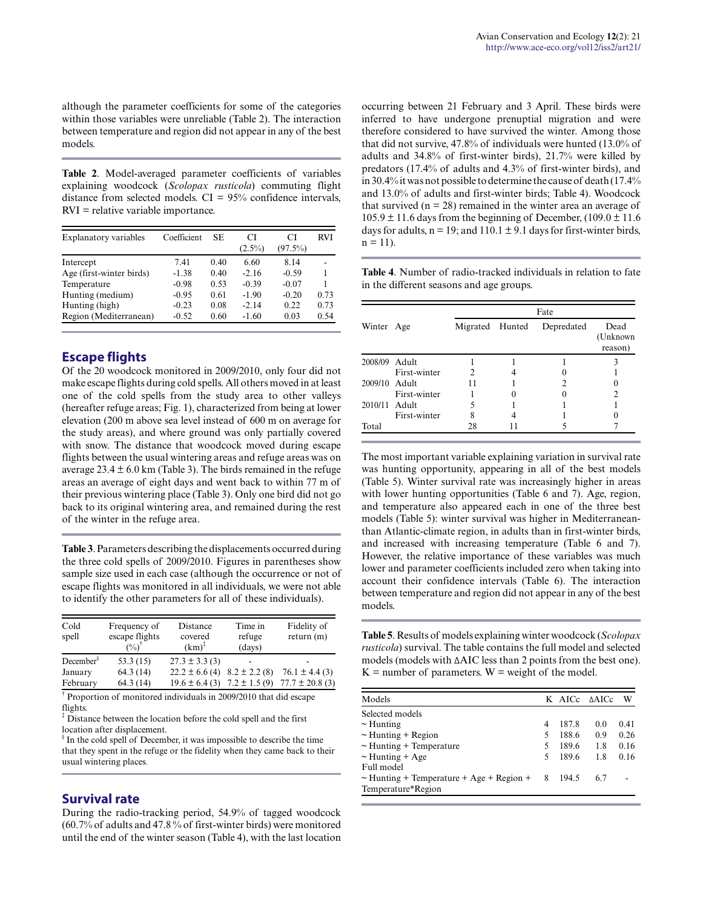although the parameter coefficients for some of the categories within those variables were unreliable (Table 2). The interaction between temperature and region did not appear in any of the best models.

**Table 2**. Model-averaged parameter coefficients of variables explaining woodcock (*Scolopax rusticola*) commuting flight distance from selected models. CI = 95% confidence intervals, RVI = relative variable importance.

| Explanatory variables | Coefficient | SE | CI (2.5%) | CI (97.5%) | RVI |
|---|---|---|---|---|---|
| Intercept | 7.41 | 0.40 | 6.60 | 8.14 | - |
| Age (first-winter birds) | -1.38 | 0.40 | -2.16 | -0.59 | 1 |
| Temperature | -0.98 | 0.53 | -0.39 | -0.07 | 1 |
| Hunting (medium) | -0.95 | 0.61 | -1.90 | -0.20 | 0.73 |
| Hunting (high) | -0.23 | 0.08 | -2.14 | 0.22 | 0.73 |
| Region (Mediterranean) | -0.52 | 0.60 | -1.60 | 0.03 | 0.54 |

## Escape flights

Of the 20 woodcock monitored in 2009/2010, only four did not make escape flights during cold spells. All others moved in at least one of the cold spells from the study area to other valleys (hereafter refuge areas; Fig. 1), characterized from being at lower elevation (200 m above sea level instead of 600 m on average for the study areas), and where ground was only partially covered with snow. The distance that woodcock moved during escape flights between the usual wintering areas and refuge areas was on average 23.4 ± 6.0 km (Table 3). The birds remained in the refuge areas an average of eight days and went back to within 77 m of their previous wintering place (Table 3). Only one bird did not go back to its original wintering area, and remained during the rest of the winter in the refuge area.

**Table 3**. Parameters describing the displacements occurred during the three cold spells of 2009/2010. Figures in parentheses show sample size used in each case (although the occurrence or not of escape flights was monitored in all individuals, we were not able to identify the other parameters for all of these individuals).

| Cold spell | Frequency of escape flights (%)[†] | Distance covered (km)[‡] | Time in refuge (days) | Fidelity of return (m) |
|---|---|---|---|---|
| December[§] | 53.3 (15) | 27.3 ± 3.3 (3) | - | - |
| January | 64.3 (14) | 22.2 ± 6.6 (4) | 8.2 ± 2.2 (8) | 76.1 ± 4.4 (3) |
| February | 64.3 (14) | 19.6 ± 6.4 (3) | 7.2 ± 1.5 (9) | 77.7 ± 20.8 (3) |

[†] Proportion of monitored individuals in 2009/2010 that did escape flights.
[‡] Distance between the location before the cold spell and the first location after displacement.
[§] In the cold spell of December, it was impossible to describe the time that they spent in the refuge or the fidelity when they came back to their usual wintering places.

## Survival rate

During the radio-tracking period, 54.9% of tagged woodcock (60.7% of adults and 47.8 % of first-winter birds) were monitored until the end of the winter season (Table 4), with the last location occurring between 21 February and 3 April. These birds were inferred to have undergone prenuptial migration and were therefore considered to have survived the winter. Among those that did not survive, 47.8% of individuals were hunted (13.0% of adults and 34.8% of first-winter birds), 21.7% were killed by predators (17.4% of adults and 4.3% of first-winter birds), and in 30.4% it was not possible to determine the cause of death (17.4% and 13.0% of adults and first-winter birds; Table 4). Woodcock that survived (n = 28) remained in the winter area an average of 105.9 ± 11.6 days from the beginning of December, (109.0 ± 11.6 days for adults, n = 19; and 110.1 ± 9.1 days for first-winter birds, n = 11).

**Table 4**. Number of radio-tracked individuals in relation to fate in the different seasons and age groups.

| Winter | Age | Fate | | | |
|---|---|---|---|---|---|
| | | Migrated | Hunted | Depredated | Dead (Unknown reason) |
| 2008/09 | Adult | 1 | 1 | 1 | 3 |
| | First-winter | 2 | 4 | 0 | 1 |
| 2009/10 | Adult | 11 | 1 | 2 | 0 |
| | First-winter | 1 | 0 | 0 | 2 |
| 2010/11 | Adult | 5 | 1 | 1 | 1 |
| | First-winter | 8 | 4 | 1 | 0 |
| Total | | 28 | 11 | 5 | 7 |

The most important variable explaining variation in survival rate was hunting opportunity, appearing in all of the best models (Table 5). Winter survival rate was increasingly higher in areas with lower hunting opportunities (Table 6 and 7). Age, region, and temperature also appeared each in one of the three best models (Table 5): winter survival was higher in Mediterranean- than Atlantic-climate region, in adults than in first-winter birds, and increased with increasing temperature (Table 6 and 7). However, the relative importance of these variables was much lower and parameter coefficients included zero when taking into account their confidence intervals (Table 6). The interaction between temperature and region did not appear in any of the best models.

**Table 5**. Results of models explaining winter woodcock (*Scolopax rusticola*) survival. The table contains the full model and selected models (models with ΔAIC less than 2 points from the best one). K = number of parameters. W = weight of the model.

| Models | K | AICc | ΔAICc | W |
|---|---|---|---|---|
| Selected models | | | | |
| ~ Hunting | 4 | 187.8 | 0.0 | 0.41 |
| ~ Hunting + Region | 5 | 188.6 | 0.9 | 0.26 |
| ~ Hunting + Temperature | 5 | 189.6 | 1.8 | 0.16 |
| ~ Hunting + Age | 5 | 189.6 | 1.8 | 0.16 |
| Full model | | | | |
| ~ Hunting + Temperature + Age + Region + Temperature*Region | 8 | 194.5 | 6.7 | - |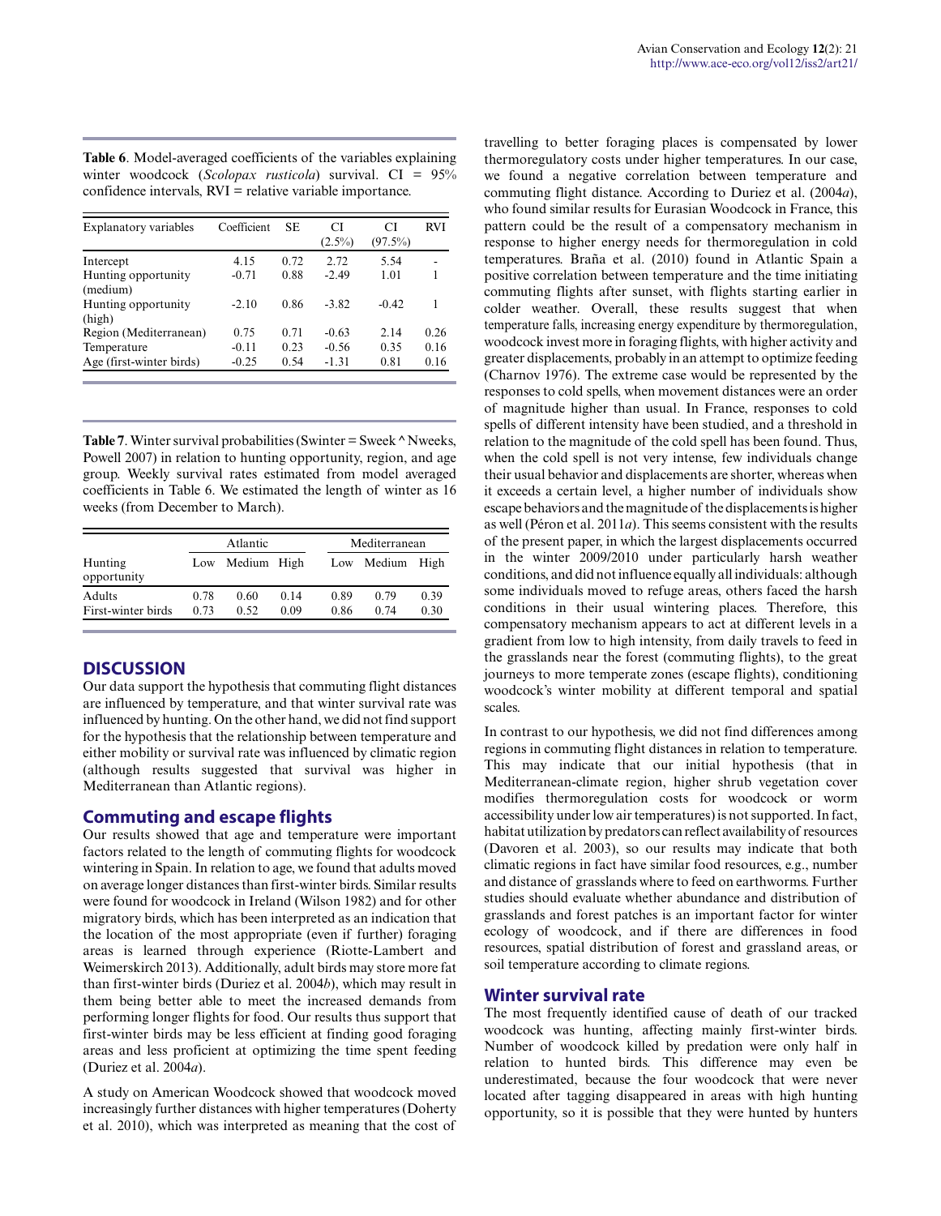**Table 6**. Model-averaged coefficients of the variables explaining winter woodcock (*Scolopax rusticola*) survival. CI = 95% confidence intervals, RVI = relative variable importance.

| Explanatory variables | Coefficient | SE | CI (2.5%) | CI (97.5%) | RVI |
|---|---|---|---|---|---|
| Intercept | 4.15 | 0.72 | 2.72 | 5.54 | - |
| Hunting opportunity (medium) | -0.71 | 0.88 | -2.49 | 1.01 | 1 |
| Hunting opportunity (high) | -2.10 | 0.86 | -3.82 | -0.42 | 1 |
| Region (Mediterranean) | 0.75 | 0.71 | -0.63 | 2.14 | 0.26 |
| Temperature | -0.11 | 0.23 | -0.56 | 0.35 | 0.16 |
| Age (first-winter birds) | -0.25 | 0.54 | -1.31 | 0.81 | 0.16 |

**Table 7**. Winter survival probabilities (Swinter = Sweek ^ Nweeks, Powell 2007) in relation to hunting opportunity, region, and age group. Weekly survival rates estimated from model averaged coefficients in Table 6. We estimated the length of winter as 16 weeks (from December to March).

| | Atlantic | | | Mediterranean | | |
|---|---|---|---|---|---|---|
| Hunting opportunity | Low | Medium | High | Low | Medium | High |
| Adults | 0.78 | 0.60 | 0.14 | 0.89 | 0.79 | 0.39 |
| First-winter birds | 0.73 | 0.52 | 0.09 | 0.86 | 0.74 | 0.30 |

## DISCUSSION

Our data support the hypothesis that commuting flight distances are influenced by temperature, and that winter survival rate was influenced by hunting. On the other hand, we did not find support for the hypothesis that the relationship between temperature and either mobility or survival rate was influenced by climatic region (although results suggested that survival was higher in Mediterranean than Atlantic regions).

### Commuting and escape flights

Our results showed that age and temperature were important factors related to the length of commuting flights for woodcock wintering in Spain. In relation to age, we found that adults moved on average longer distances than first-winter birds. Similar results were found for woodcock in Ireland (Wilson 1982) and for other migratory birds, which has been interpreted as an indication that the location of the most appropriate (even if further) foraging areas is learned through experience (Riotte-Lambert and Weimerskirch 2013). Additionally, adult birds may store more fat than first-winter birds (Duriez et al. 2004*b*), which may result in them being better able to meet the increased demands from performing longer flights for food. Our results thus support that first-winter birds may be less efficient at finding good foraging areas and less proficient at optimizing the time spent feeding (Duriez et al. 2004*a*).

A study on American Woodcock showed that woodcock moved increasingly further distances with higher temperatures (Doherty et al. 2010), which was interpreted as meaning that the cost of travelling to better foraging places is compensated by lower thermoregulatory costs under higher temperatures. In our case, we found a negative correlation between temperature and commuting flight distance. According to Duriez et al. (2004*a*), who found similar results for Eurasian Woodcock in France, this pattern could be the result of a compensatory mechanism in response to higher energy needs for thermoregulation in cold temperatures. Braña et al. (2010) found in Atlantic Spain a positive correlation between temperature and the time initiating commuting flights after sunset, with flights starting earlier in colder weather. Overall, these results suggest that when temperature falls, increasing energy expenditure by thermoregulation, woodcock invest more in foraging flights, with higher activity and greater displacements, probably in an attempt to optimize feeding (Charnov 1976). The extreme case would be represented by the responses to cold spells, when movement distances were an order of magnitude higher than usual. In France, responses to cold spells of different intensity have been studied, and a threshold in relation to the magnitude of the cold spell has been found. Thus, when the cold spell is not very intense, few individuals change their usual behavior and displacements are shorter, whereas when it exceeds a certain level, a higher number of individuals show escape behaviors and the magnitude of the displacements is higher as well (Péron et al. 2011*a*). This seems consistent with the results of the present paper, in which the largest displacements occurred in the winter 2009/2010 under particularly harsh weather conditions, and did not influence equally all individuals: although some individuals moved to refuge areas, others faced the harsh conditions in their usual wintering places. Therefore, this compensatory mechanism appears to act at different levels in a gradient from low to high intensity, from daily travels to feed in the grasslands near the forest (commuting flights), to the great journeys to more temperate zones (escape flights), conditioning woodcock's winter mobility at different temporal and spatial scales.

In contrast to our hypothesis, we did not find differences among regions in commuting flight distances in relation to temperature. This may indicate that our initial hypothesis (that in Mediterranean-climate region, higher shrub vegetation cover modifies thermoregulation costs for woodcock or worm accessibility under low air temperatures) is not supported. In fact, habitat utilization by predators can reflect availability of resources (Davoren et al. 2003), so our results may indicate that both climatic regions in fact have similar food resources, e.g., number and distance of grasslands where to feed on earthworms. Further studies should evaluate whether abundance and distribution of grasslands and forest patches is an important factor for winter ecology of woodcock, and if there are differences in food resources, spatial distribution of forest and grassland areas, or soil temperature according to climate regions.

### Winter survival rate

The most frequently identified cause of death of our tracked woodcock was hunting, affecting mainly first-winter birds. Number of woodcock killed by predation were only half in relation to hunted birds. This difference may even be underestimated, because the four woodcock that were never located after tagging disappeared in areas with high hunting opportunity, so it is possible that they were hunted by hunters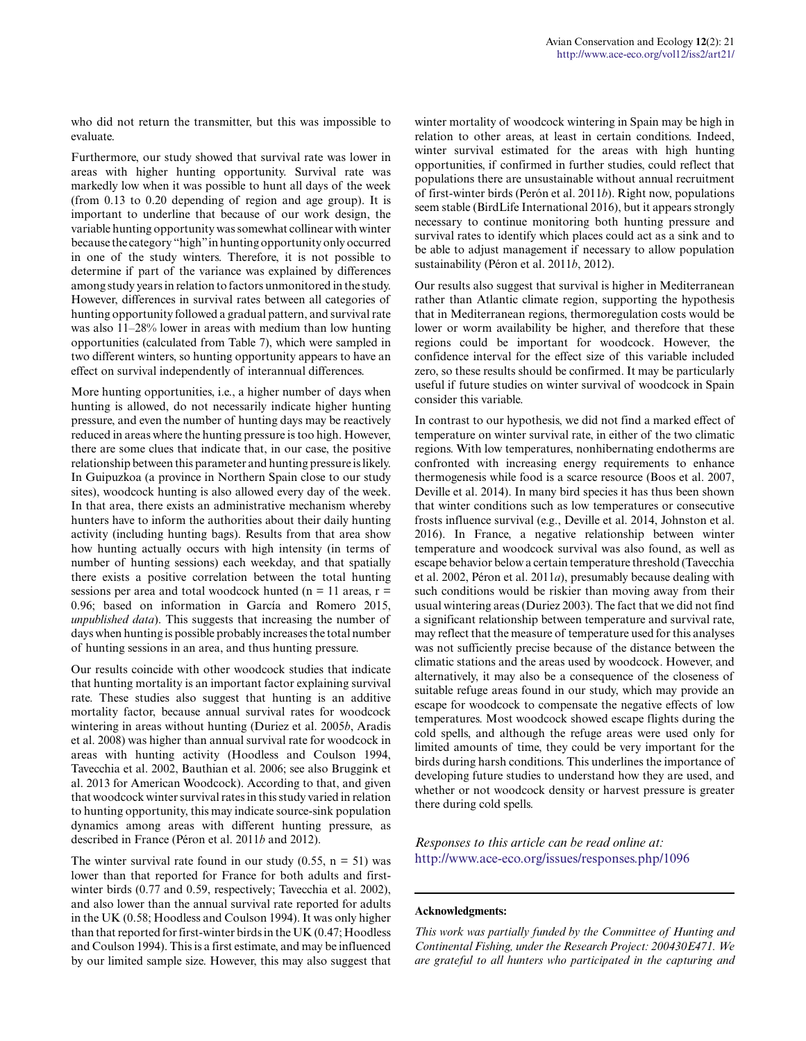who did not return the transmitter, but this was impossible to evaluate.

Furthermore, our study showed that survival rate was lower in areas with higher hunting opportunity. Survival rate was markedly low when it was possible to hunt all days of the week (from 0.13 to 0.20 depending of region and age group). It is important to underline that because of our work design, the variable hunting opportunity was somewhat collinear with winter because the category "high" in hunting opportunity only occurred in one of the study winters. Therefore, it is not possible to determine if part of the variance was explained by differences among study years in relation to factors unmonitored in the study. However, differences in survival rates between all categories of hunting opportunity followed a gradual pattern, and survival rate was also 11–28% lower in areas with medium than low hunting opportunities (calculated from Table 7), which were sampled in two different winters, so hunting opportunity appears to have an effect on survival independently of interannual differences.

More hunting opportunities, i.e., a higher number of days when hunting is allowed, do not necessarily indicate higher hunting pressure, and even the number of hunting days may be reactively reduced in areas where the hunting pressure is too high. However, there are some clues that indicate that, in our case, the positive relationship between this parameter and hunting pressure is likely. In Guipuzkoa (a province in Northern Spain close to our study sites), woodcock hunting is also allowed every day of the week. In that area, there exists an administrative mechanism whereby hunters have to inform the authorities about their daily hunting activity (including hunting bags). Results from that area show how hunting actually occurs with high intensity (in terms of number of hunting sessions) each weekday, and that spatially there exists a positive correlation between the total hunting sessions per area and total woodcock hunted (n = 11 areas, r = 0.96; based on information in García and Romero 2015, *unpublished data*). This suggests that increasing the number of days when hunting is possible probably increases the total number of hunting sessions in an area, and thus hunting pressure.

Our results coincide with other woodcock studies that indicate that hunting mortality is an important factor explaining survival rate. These studies also suggest that hunting is an additive mortality factor, because annual survival rates for woodcock wintering in areas without hunting (Duriez et al. 2005*b*, Aradis et al. 2008) was higher than annual survival rate for woodcock in areas with hunting activity (Hoodless and Coulson 1994, Tavecchia et al. 2002, Bauthian et al. 2006; see also Bruggink et al. 2013 for American Woodcock). According to that, and given that woodcock winter survival rates in this study varied in relation to hunting opportunity, this may indicate source-sink population dynamics among areas with different hunting pressure, as described in France (Péron et al. 2011*b* and 2012).

The winter survival rate found in our study (0.55, n = 51) was lower than that reported for France for both adults and first-winter birds (0.77 and 0.59, respectively; Tavecchia et al. 2002), and also lower than the annual survival rate reported for adults in the UK (0.58; Hoodless and Coulson 1994). It was only higher than that reported for first-winter birds in the UK (0.47; Hoodless and Coulson 1994). This is a first estimate, and may be influenced by our limited sample size. However, this may also suggest that winter mortality of woodcock wintering in Spain may be high in relation to other areas, at least in certain conditions. Indeed, winter survival estimated for the areas with high hunting opportunities, if confirmed in further studies, could reflect that populations there are unsustainable without annual recruitment of first-winter birds (Perón et al. 2011*b*). Right now, populations seem stable (BirdLife International 2016), but it appears strongly necessary to continue monitoring both hunting pressure and survival rates to identify which places could act as a sink and to be able to adjust management if necessary to allow population sustainability (Péron et al. 2011*b*, 2012).

Our results also suggest that survival is higher in Mediterranean rather than Atlantic climate region, supporting the hypothesis that in Mediterranean regions, thermoregulation costs would be lower or worm availability be higher, and therefore that these regions could be important for woodcock. However, the confidence interval for the effect size of this variable included zero, so these results should be confirmed. It may be particularly useful if future studies on winter survival of woodcock in Spain consider this variable.

In contrast to our hypothesis, we did not find a marked effect of temperature on winter survival rate, in either of the two climatic regions. With low temperatures, nonhibernating endotherms are confronted with increasing energy requirements to enhance thermogenesis while food is a scarce resource (Boos et al. 2007, Deville et al. 2014). In many bird species it has thus been shown that winter conditions such as low temperatures or consecutive frosts influence survival (e.g., Deville et al. 2014, Johnston et al. 2016). In France, a negative relationship between winter temperature and woodcock survival was also found, as well as escape behavior below a certain temperature threshold (Tavecchia et al. 2002, Péron et al. 2011*a*), presumably because dealing with such conditions would be riskier than moving away from their usual wintering areas (Duriez 2003). The fact that we did not find a significant relationship between temperature and survival rate, may reflect that the measure of temperature used for this analyses was not sufficiently precise because of the distance between the climatic stations and the areas used by woodcock. However, and alternatively, it may also be a consequence of the closeness of suitable refuge areas found in our study, which may provide an escape for woodcock to compensate the negative effects of low temperatures. Most woodcock showed escape flights during the cold spells, and although the refuge areas were used only for limited amounts of time, they could be very important for the birds during harsh conditions. This underlines the importance of developing future studies to understand how they are used, and whether or not woodcock density or harvest pressure is greater there during cold spells.

*Responses to this article can be read online at:*
http://www.ace-eco.org/issues/responses.php/1096

**Acknowledgments:**

*This work was partially funded by the Committee of Hunting and Continental Fishing, under the Research Project: 200430E471. We are grateful to all hunters who participated in the capturing and*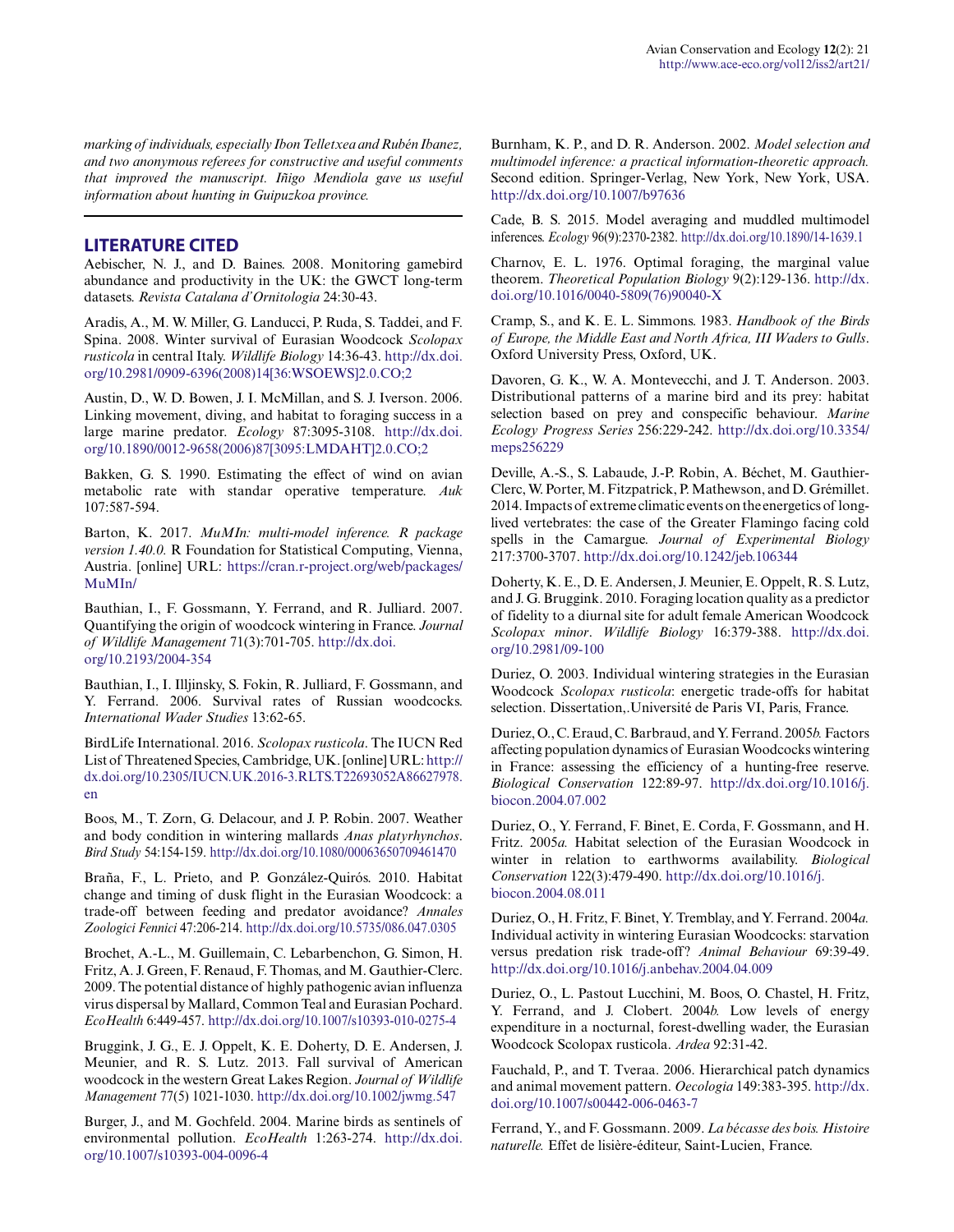*marking of individuals, especially Ibon Telletxea and Rubén Ibanez, and two anonymous referees for constructive and useful comments that improved the manuscript. Iñigo Mendiola gave us useful information about hunting in Guipuzkoa province.*

## LITERATURE CITED

Aebischer, N. J., and D. Baines. 2008. Monitoring gamebird abundance and productivity in the UK: the GWCT long-term datasets. *Revista Catalana d'Ornitologia* 24:30-43.

Aradis, A., M. W. Miller, G. Landucci, P. Ruda, S. Taddei, and F. Spina. 2008. Winter survival of Eurasian Woodcock *Scolopax rusticola* in central Italy. *Wildlife Biology* 14:36-43. http://dx.doi.org/10.2981/0909-6396(2008)14[36:WSOEWS]2.0.CO;2

Austin, D., W. D. Bowen, J. I. McMillan, and S. J. Iverson. 2006. Linking movement, diving, and habitat to foraging success in a large marine predator. *Ecology* 87:3095-3108. http://dx.doi.org/10.1890/0012-9658(2006)87[3095:LMDAHT]2.0.CO;2

Bakken, G. S. 1990. Estimating the effect of wind on avian metabolic rate with standar operative temperature. *Auk* 107:587-594.

Barton, K. 2017. *MuMIn: multi-model inference. R package version 1.40.0.* R Foundation for Statistical Computing, Vienna, Austria. [online] URL: https://cran.r-project.org/web/packages/MuMIn/

Bauthian, I., F. Gossmann, Y. Ferrand, and R. Julliard. 2007. Quantifying the origin of woodcock wintering in France. *Journal of Wildlife Management* 71(3):701-705. http://dx.doi.org/10.2193/2004-354

Bauthian, I., I. Illjinsky, S. Fokin, R. Julliard, F. Gossmann, and Y. Ferrand. 2006. Survival rates of Russian woodcocks. *International Wader Studies* 13:62-65.

BirdLife International. 2016. *Scolopax rusticola*. The IUCN Red List of Threatened Species, Cambridge, UK. [online] URL: http://dx.doi.org/10.2305/IUCN.UK.2016-3.RLTS.T22693052A86627978.en

Boos, M., T. Zorn, G. Delacour, and J. P. Robin. 2007. Weather and body condition in wintering mallards *Anas platyrhynchos*. *Bird Study* 54:154-159. http://dx.doi.org/10.1080/00063650709461470

Braña, F., L. Prieto, and P. González-Quirós. 2010. Habitat change and timing of dusk flight in the Eurasian Woodcock: a trade-off between feeding and predator avoidance? *Annales Zoologici Fennici* 47:206-214. http://dx.doi.org/10.5735/086.047.0305

Brochet, A.-L., M. Guillemain, C. Lebarbenchon, G. Simon, H. Fritz, A. J. Green, F. Renaud, F. Thomas, and M. Gauthier-Clerc. 2009. The potential distance of highly pathogenic avian influenza virus dispersal by Mallard, Common Teal and Eurasian Pochard. *EcoHealth* 6:449-457. http://dx.doi.org/10.1007/s10393-010-0275-4

Bruggink, J. G., E. J. Oppelt, K. E. Doherty, D. E. Andersen, J. Meunier, and R. S. Lutz. 2013. Fall survival of American woodcock in the western Great Lakes Region. *Journal of Wildlife Management* 77(5) 1021-1030. http://dx.doi.org/10.1002/jwmg.547

Burger, J., and M. Gochfeld. 2004. Marine birds as sentinels of environmental pollution. *EcoHealth* 1:263-274. http://dx.doi.org/10.1007/s10393-004-0096-4

Burnham, K. P., and D. R. Anderson. 2002. *Model selection and multimodel inference: a practical information-theoretic approach.* Second edition. Springer-Verlag, New York, New York, USA. http://dx.doi.org/10.1007/b97636

Cade, B. S. 2015. Model averaging and muddled multimodel inferences. *Ecology* 96(9):2370-2382. http://dx.doi.org/10.1890/14-1639.1

Charnov, E. L. 1976. Optimal foraging, the marginal value theorem. *Theoretical Population Biology* 9(2):129-136. http://dx.doi.org/10.1016/0040-5809(76)90040-X

Cramp, S., and K. E. L. Simmons. 1983. *Handbook of the Birds of Europe, the Middle East and North Africa, III Waders to Gulls*. Oxford University Press, Oxford, UK.

Davoren, G. K., W. A. Montevecchi, and J. T. Anderson. 2003. Distributional patterns of a marine bird and its prey: habitat selection based on prey and conspecific behaviour. *Marine Ecology Progress Series* 256:229-242. http://dx.doi.org/10.3354/meps256229

Deville, A.-S., S. Labaude, J.-P. Robin, A. Béchet, M. Gauthier-Clerc, W. Porter, M. Fitzpatrick, P. Mathewson, and D. Grémillet. 2014. Impacts of extreme climatic events on the energetics of long-lived vertebrates: the case of the Greater Flamingo facing cold spells in the Camargue. *Journal of Experimental Biology* 217:3700-3707. http://dx.doi.org/10.1242/jeb.106344

Doherty, K. E., D. E. Andersen, J. Meunier, E. Oppelt, R. S. Lutz, and J. G. Bruggink. 2010. Foraging location quality as a predictor of fidelity to a diurnal site for adult female American Woodcock *Scolopax minor*. *Wildlife Biology* 16:379-388. http://dx.doi.org/10.2981/09-100

Duriez, O. 2003. Individual wintering strategies in the Eurasian Woodcock *Scolopax rusticola*: energetic trade-offs for habitat selection. Dissertation,.Université de Paris VI, Paris, France.

Duriez, O., C. Eraud, C. Barbraud, and Y. Ferrand. 2005*b.* Factors affecting population dynamics of Eurasian Woodcocks wintering in France: assessing the efficiency of a hunting-free reserve. *Biological Conservation* 122:89-97. http://dx.doi.org/10.1016/j.biocon.2004.07.002

Duriez, O., Y. Ferrand, F. Binet, E. Corda, F. Gossmann, and H. Fritz. 2005*a.* Habitat selection of the Eurasian Woodcock in winter in relation to earthworms availability. *Biological Conservation* 122(3):479-490. http://dx.doi.org/10.1016/j.biocon.2004.08.011

Duriez, O., H. Fritz, F. Binet, Y. Tremblay, and Y. Ferrand. 2004*a.* Individual activity in wintering Eurasian Woodcocks: starvation versus predation risk trade-off? *Animal Behaviour* 69:39-49. http://dx.doi.org/10.1016/j.anbehav.2004.04.009

Duriez, O., L. Pastout Lucchini, M. Boos, O. Chastel, H. Fritz, Y. Ferrand, and J. Clobert. 2004*b.* Low levels of energy expenditure in a nocturnal, forest-dwelling wader, the Eurasian Woodcock Scolopax rusticola. *Ardea* 92:31-42.

Fauchald, P., and T. Tveraa. 2006. Hierarchical patch dynamics and animal movement pattern. *Oecologia* 149:383-395. http://dx.doi.org/10.1007/s00442-006-0463-7

Ferrand, Y., and F. Gossmann. 2009. *La bécasse des bois. Histoire naturelle.* Effet de lisière-éditeur, Saint-Lucien, France.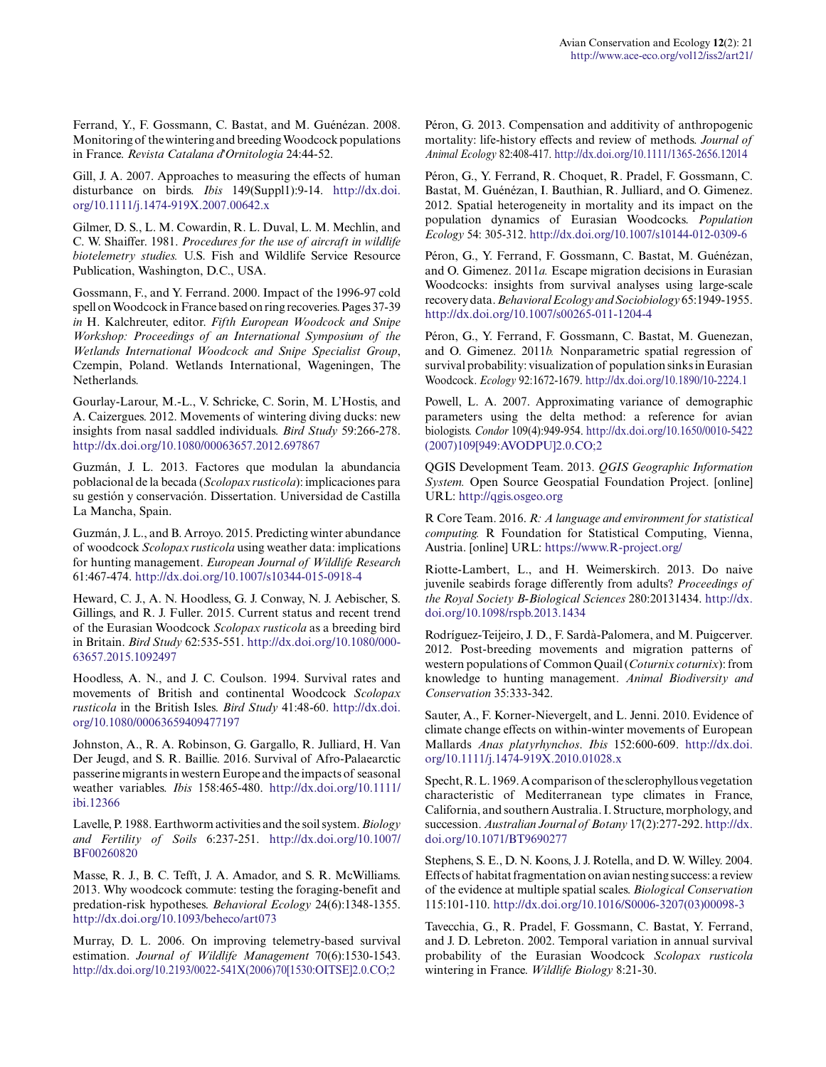Ferrand, Y., F. Gossmann, C. Bastat, and M. Guénézan. 2008. Monitoring of the wintering and breeding Woodcock populations in France. *Revista Catalana d'Ornitologia* 24:44-52.

Gill, J. A. 2007. Approaches to measuring the effects of human disturbance on birds. *Ibis* 149(Suppl1):9-14. http://dx.doi.org/10.1111/j.1474-919X.2007.00642.x

Gilmer, D. S., L. M. Cowardin, R. L. Duval, L. M. Mechlin, and C. W. Shaiffer. 1981. *Procedures for the use of aircraft in wildlife biotelemetry studies.* U.S. Fish and Wildlife Service Resource Publication, Washington, D.C., USA.

Gossmann, F., and Y. Ferrand. 2000. Impact of the 1996-97 cold spell on Woodcock in France based on ring recoveries. Pages 37-39 *in* H. Kalchreuter, editor. *Fifth European Woodcock and Snipe Workshop: Proceedings of an International Symposium of the Wetlands International Woodcock and Snipe Specialist Group*, Czempin, Poland. Wetlands International, Wageningen, The Netherlands.

Gourlay-Larour, M.-L., V. Schricke, C. Sorin, M. L'Hostis, and A. Caizergues. 2012. Movements of wintering diving ducks: new insights from nasal saddled individuals. *Bird Study* 59:266-278. http://dx.doi.org/10.1080/00063657.2012.697867

Guzmán, J. L. 2013. Factores que modulan la abundancia poblacional de la becada (*Scolopax rusticola*): implicaciones para su gestión y conservación. Dissertation. Universidad de Castilla La Mancha, Spain.

Guzmán, J. L., and B. Arroyo. 2015. Predicting winter abundance of woodcock *Scolopax rusticola* using weather data: implications for hunting management. *European Journal of Wildlife Research* 61:467-474. http://dx.doi.org/10.1007/s10344-015-0918-4

Heward, C. J., A. N. Hoodless, G. J. Conway, N. J. Aebischer, S. Gillings, and R. J. Fuller. 2015. Current status and recent trend of the Eurasian Woodcock *Scolopax rusticola* as a breeding bird in Britain. *Bird Study* 62:535-551. http://dx.doi.org/10.1080/00063657.2015.1092497

Hoodless, A. N., and J. C. Coulson. 1994. Survival rates and movements of British and continental Woodcock *Scolopax rusticola* in the British Isles. *Bird Study* 41:48-60. http://dx.doi.org/10.1080/00063659409477197

Johnston, A., R. A. Robinson, G. Gargallo, R. Julliard, H. Van Der Jeugd, and S. R. Baillie. 2016. Survival of Afro-Palaearctic passerine migrants in western Europe and the impacts of seasonal weather variables. *Ibis* 158:465-480. http://dx.doi.org/10.1111/ibi.12366

Lavelle, P. 1988. Earthworm activities and the soil system. *Biology and Fertility of Soils* 6:237-251. http://dx.doi.org/10.1007/BF00260820

Masse, R. J., B. C. Tefft, J. A. Amador, and S. R. McWilliams. 2013. Why woodcock commute: testing the foraging-benefit and predation-risk hypotheses. *Behavioral Ecology* 24(6):1348-1355. http://dx.doi.org/10.1093/beheco/art073

Murray, D. L. 2006. On improving telemetry-based survival estimation. *Journal of Wildlife Management* 70(6):1530-1543. http://dx.doi.org/10.2193/0022-541X(2006)70[1530:OITSE]2.0.CO;2

Péron, G. 2013. Compensation and additivity of anthropogenic mortality: life-history effects and review of methods. *Journal of Animal Ecology* 82:408-417. http://dx.doi.org/10.1111/1365-2656.12014

Péron, G., Y. Ferrand, R. Choquet, R. Pradel, F. Gossmann, C. Bastat, M. Guénézan, I. Bauthian, R. Julliard, and O. Gimenez. 2012. Spatial heterogeneity in mortality and its impact on the population dynamics of Eurasian Woodcocks. *Population Ecology* 54: 305-312. http://dx.doi.org/10.1007/s10144-012-0309-6

Péron, G., Y. Ferrand, F. Gossmann, C. Bastat, M. Guénézan, and O. Gimenez. 2011*a.* Escape migration decisions in Eurasian Woodcocks: insights from survival analyses using large-scale recovery data. *Behavioral Ecology and Sociobiology* 65:1949-1955. http://dx.doi.org/10.1007/s00265-011-1204-4

Péron, G., Y. Ferrand, F. Gossmann, C. Bastat, M. Guenezan, and O. Gimenez. 2011*b.* Nonparametric spatial regression of survival probability: visualization of population sinks in Eurasian Woodcock. *Ecology* 92:1672-1679. http://dx.doi.org/10.1890/10-2224.1

Powell, L. A. 2007. Approximating variance of demographic parameters using the delta method: a reference for avian biologists. *Condor* 109(4):949-954. http://dx.doi.org/10.1650/0010-5422(2007)109[949:AVODPU]2.0.CO;2

QGIS Development Team. 2013. *QGIS Geographic Information System.* Open Source Geospatial Foundation Project. [online] URL: http://qgis.osgeo.org

R Core Team. 2016. *R: A language and environment for statistical computing.* R Foundation for Statistical Computing, Vienna, Austria. [online] URL: https://www.R-project.org/

Riotte-Lambert, L., and H. Weimerskirch. 2013. Do naive juvenile seabirds forage differently from adults? *Proceedings of the Royal Society B-Biological Sciences* 280:20131434. http://dx.doi.org/10.1098/rspb.2013.1434

Rodríguez-Teijeiro, J. D., F. Sardà-Palomera, and M. Puigcerver. 2012. Post-breeding movements and migration patterns of western populations of Common Quail (*Coturnix coturnix*): from knowledge to hunting management. *Animal Biodiversity and Conservation* 35:333-342.

Sauter, A., F. Korner-Nievergelt, and L. Jenni. 2010. Evidence of climate change effects on within-winter movements of European Mallards *Anas platyrhynchos*. *Ibis* 152:600-609. http://dx.doi.org/10.1111/j.1474-919X.2010.01028.x

Specht, R. L. 1969. A comparison of the sclerophyllous vegetation characteristic of Mediterranean type climates in France, California, and southern Australia. I. Structure, morphology, and succession. *Australian Journal of Botany* 17(2):277-292. http://dx.doi.org/10.1071/BT9690277

Stephens, S. E., D. N. Koons, J. J. Rotella, and D. W. Willey. 2004. Effects of habitat fragmentation on avian nesting success: a review of the evidence at multiple spatial scales. *Biological Conservation* 115:101-110. http://dx.doi.org/10.1016/S0006-3207(03)00098-3

Tavecchia, G., R. Pradel, F. Gossmann, C. Bastat, Y. Ferrand, and J. D. Lebreton. 2002. Temporal variation in annual survival probability of the Eurasian Woodcock *Scolopax rusticola* wintering in France. *Wildlife Biology* 8:21-30.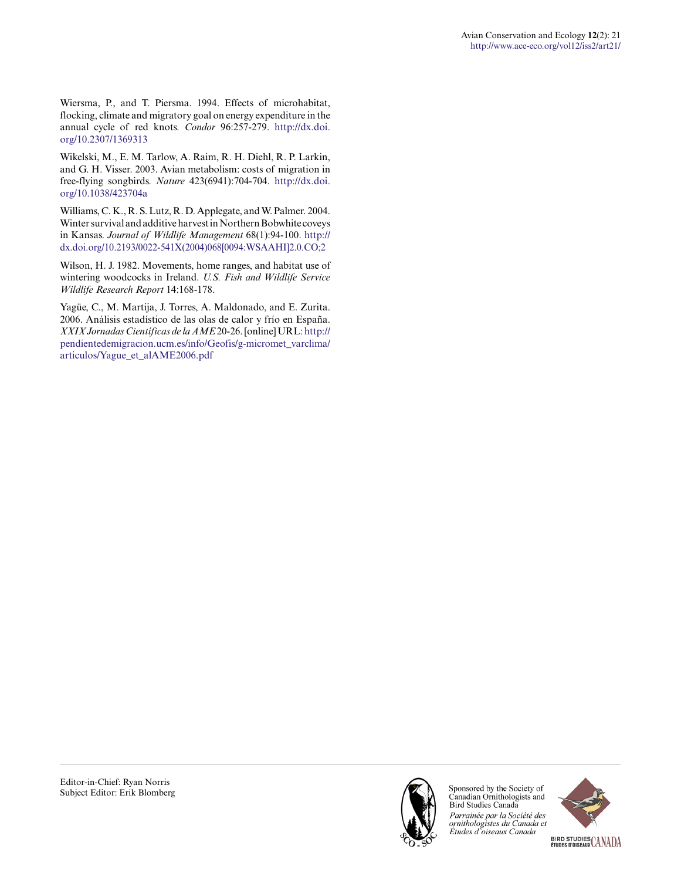Wiersma, P., and T. Piersma. 1994. Effects of microhabitat, flocking, climate and migratory goal on energy expenditure in the annual cycle of red knots. *Condor* 96:257-279. http://dx.doi.org/10.2307/1369313

Wikelski, M., E. M. Tarlow, A. Raim, R. H. Diehl, R. P. Larkin, and G. H. Visser. 2003. Avian metabolism: costs of migration in free-flying songbirds. *Nature* 423(6941):704-704. http://dx.doi.org/10.1038/423704a

Williams, C. K., R. S. Lutz, R. D. Applegate, and W. Palmer. 2004. Winter survival and additive harvest in Northern Bobwhite coveys in Kansas. *Journal of Wildlife Management* 68(1):94-100. http://dx.doi.org/10.2193/0022-541X(2004)068[0094:WSAAHI]2.0.CO;2

Wilson, H. J. 1982. Movements, home ranges, and habitat use of wintering woodcocks in Ireland. *U.S. Fish and Wildlife Service Wildlife Research Report* 14:168-178.

Yagüe, C., M. Martija, J. Torres, A. Maldonado, and E. Zurita. 2006. Análisis estadístico de las olas de calor y frío en España. *XXIX Jornadas Científicas de la AME* 20-26. [online] URL: http://pendientedemigracion.ucm.es/info/Geofis/g-micromet_varclima/articulos/Yague_et_alAME2006.pdf

Editor-in-Chief: Ryan Norris
Subject Editor: Erik Blomberg

Sponsored by the Society of Canadian Ornithologists and Bird Studies Canada

*Parrainée par la Société des ornithologistes du Canada et Études d'oiseaux Canada*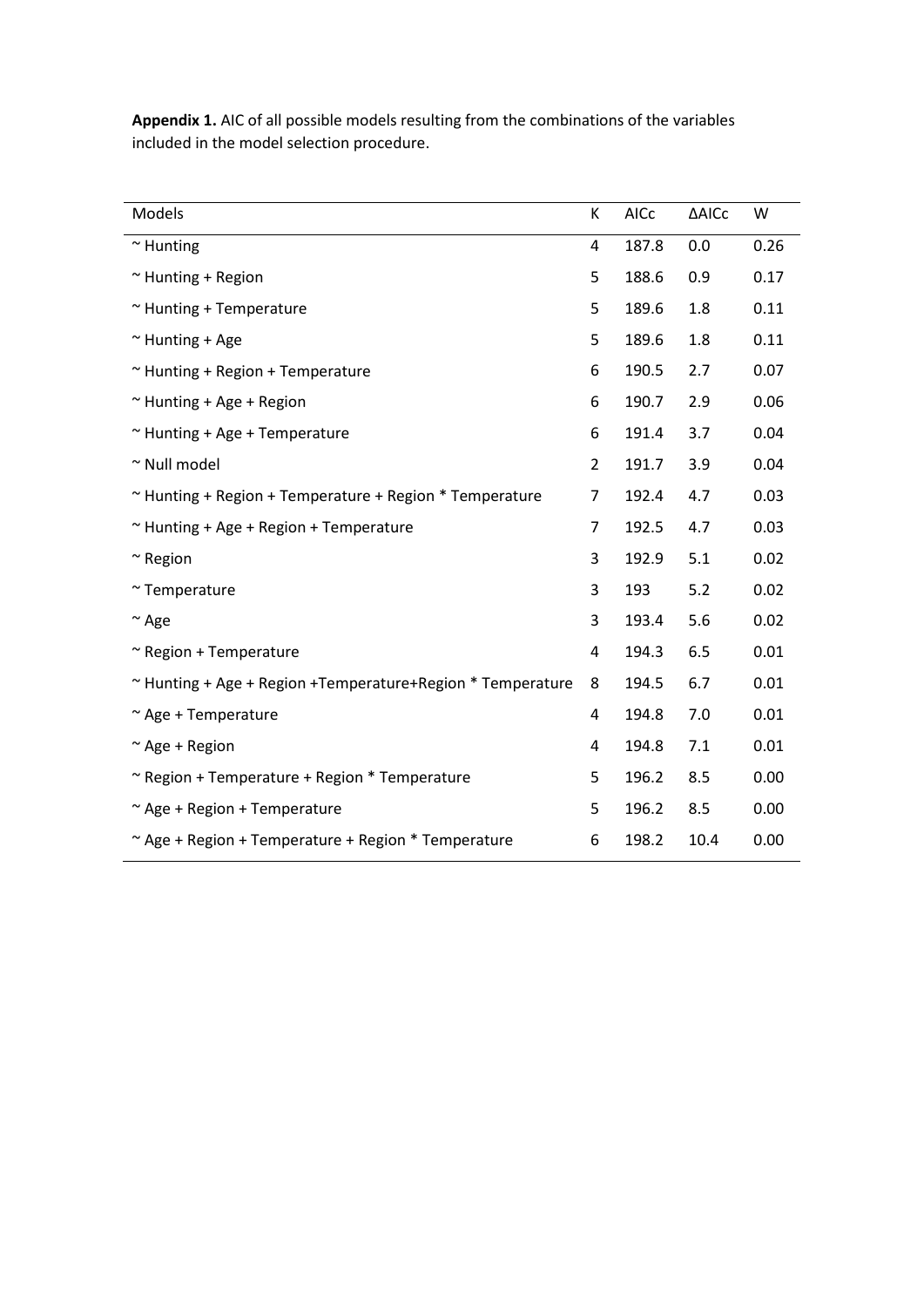**Appendix 1.** AIC of all possible models resulting from the combinations of the variables included in the model selection procedure.

| Models | K | AICc | ΔAICc | W |
|---|---|---|---|---|
| ~ Hunting | 4 | 187.8 | 0.0 | 0.26 |
| ~ Hunting + Region | 5 | 188.6 | 0.9 | 0.17 |
| ~ Hunting + Temperature | 5 | 189.6 | 1.8 | 0.11 |
| ~ Hunting + Age | 5 | 189.6 | 1.8 | 0.11 |
| ~ Hunting + Region + Temperature | 6 | 190.5 | 2.7 | 0.07 |
| ~ Hunting + Age + Region | 6 | 190.7 | 2.9 | 0.06 |
| ~ Hunting + Age + Temperature | 6 | 191.4 | 3.7 | 0.04 |
| ~ Null model | 2 | 191.7 | 3.9 | 0.04 |
| ~ Hunting + Region + Temperature + Region * Temperature | 7 | 192.4 | 4.7 | 0.03 |
| ~ Hunting + Age + Region + Temperature | 7 | 192.5 | 4.7 | 0.03 |
| ~ Region | 3 | 192.9 | 5.1 | 0.02 |
| ~ Temperature | 3 | 193 | 5.2 | 0.02 |
| ~ Age | 3 | 193.4 | 5.6 | 0.02 |
| ~ Region + Temperature | 4 | 194.3 | 6.5 | 0.01 |
| ~ Hunting + Age + Region +Temperature+Region * Temperature | 8 | 194.5 | 6.7 | 0.01 |
| ~ Age + Temperature | 4 | 194.8 | 7.0 | 0.01 |
| ~ Age + Region | 4 | 194.8 | 7.1 | 0.01 |
| ~ Region + Temperature + Region * Temperature | 5 | 196.2 | 8.5 | 0.00 |
| ~ Age + Region + Temperature | 5 | 196.2 | 8.5 | 0.00 |
| ~ Age + Region + Temperature + Region * Temperature | 6 | 198.2 | 10.4 | 0.00 |